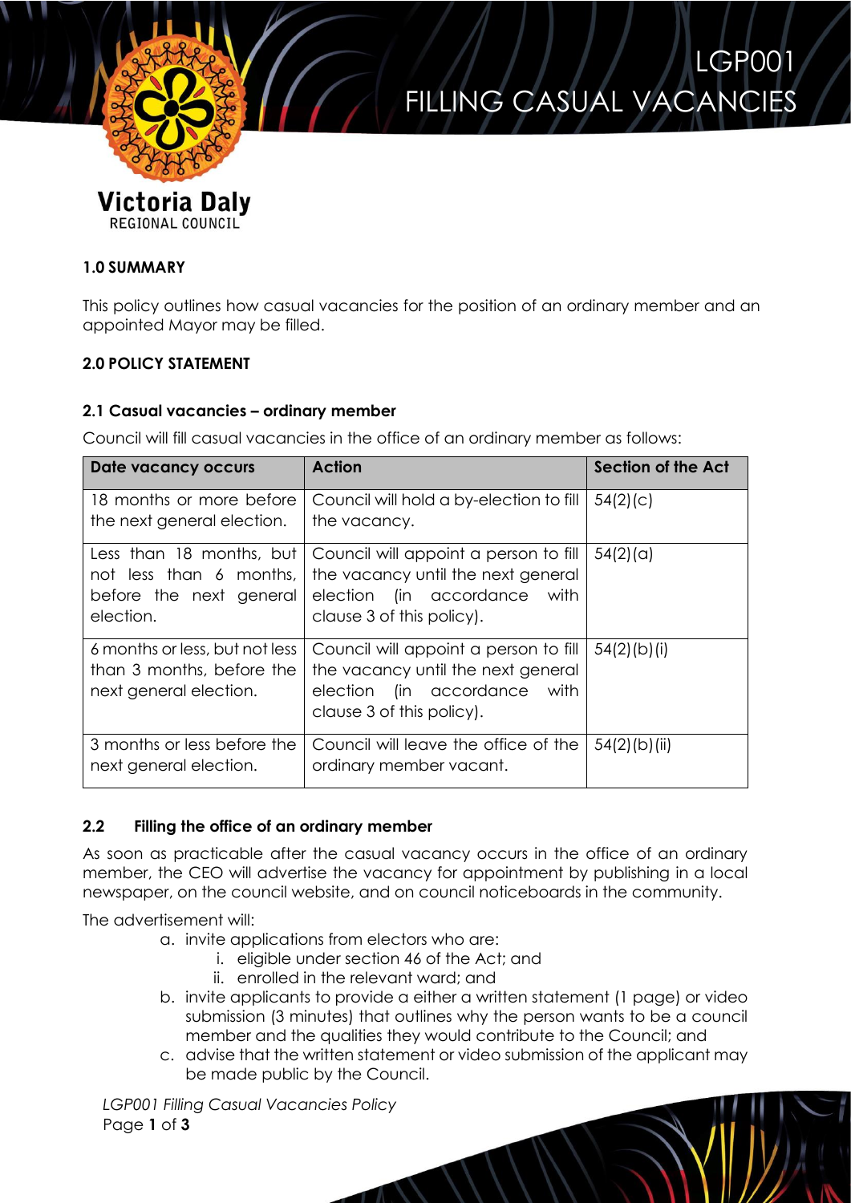# LGP001 FILLING CASUAL VACANCIES

Victoria Daly REGIONAL COUNCIL

## 1.0 SUMMARY

This policy outlines how casual vacancies for the position of an ordinary member and an appointed Mayor may be filled.

## 2.0 POLICY STATEMENT

### 2.1 Casual vacancies – ordinary member

Council will fill casual vacancies in the office of an ordinary member as follows:

| Date vacancy occurs | Action | Section of the Act |
|---|---|---|
| 18 months or more before the next general election. | Council will hold a by-election to fill the vacancy. | 54(2)(c) |
| Less than 18 months, but not less than 6 months, before the next general election. | Council will appoint a person to fill the vacancy until the next general election (in accordance with clause 3 of this policy). | 54(2)(a) |
| 6 months or less, but not less than 3 months, before the next general election. | Council will appoint a person to fill the vacancy until the next general election (in accordance with clause 3 of this policy). | 54(2)(b)(i) |
| 3 months or less before the next general election. | Council will leave the office of the ordinary member vacant. | 54(2)(b)(ii) |

### 2.2 Filling the office of an ordinary member

As soon as practicable after the casual vacancy occurs in the office of an ordinary member, the CEO will advertise the vacancy for appointment by publishing in a local newspaper, on the council website, and on council noticeboards in the community.

The advertisement will:

a. invite applications from electors who are:
   i. eligible under section 46 of the Act; and
   ii. enrolled in the relevant ward; and
b. invite applicants to provide a either a written statement (1 page) or video submission (3 minutes) that outlines why the person wants to be a council member and the qualities they would contribute to the Council; and
c. advise that the written statement or video submission of the applicant may be made public by the Council.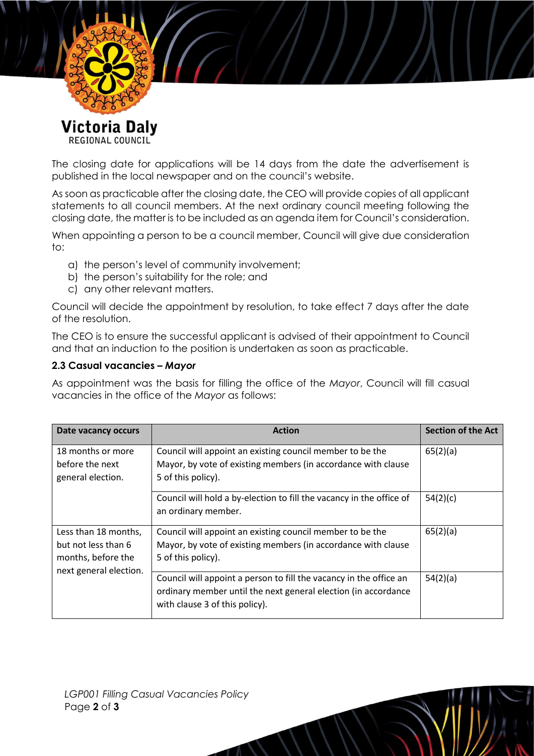The closing date for applications will be 14 days from the date the advertisement is published in the local newspaper and on the council's website.

As soon as practicable after the closing date, the CEO will provide copies of all applicant statements to all council members. At the next ordinary council meeting following the closing date, the matter is to be included as an agenda item for Council's consideration.

When appointing a person to be a council member, Council will give due consideration to:

a) the person's level of community involvement;
b) the person's suitability for the role; and
c) any other relevant matters.

Council will decide the appointment by resolution, to take effect 7 days after the date of the resolution.

The CEO is to ensure the successful applicant is advised of their appointment to Council and that an induction to the position is undertaken as soon as practicable.

### 2.3 Casual vacancies – *Mayor*

As appointment was the basis for filling the office of the *Mayor*, Council will fill casual vacancies in the office of the *Mayor* as follows:

| Date vacancy occurs | Action | Section of the Act |
|---|---|---|
| 18 months or more before the next general election. | Council will appoint an existing council member to be the Mayor, by vote of existing members (in accordance with clause 5 of this policy). | 65(2)(a) |
| | Council will hold a by-election to fill the vacancy in the office of an ordinary member. | 54(2)(c) |
| Less than 18 months, but not less than 6 months, before the next general election. | Council will appoint an existing council member to be the Mayor, by vote of existing members (in accordance with clause 5 of this policy). | 65(2)(a) |
| | Council will appoint a person to fill the vacancy in the office an ordinary member until the next general election (in accordance with clause 3 of this policy). | 54(2)(a) |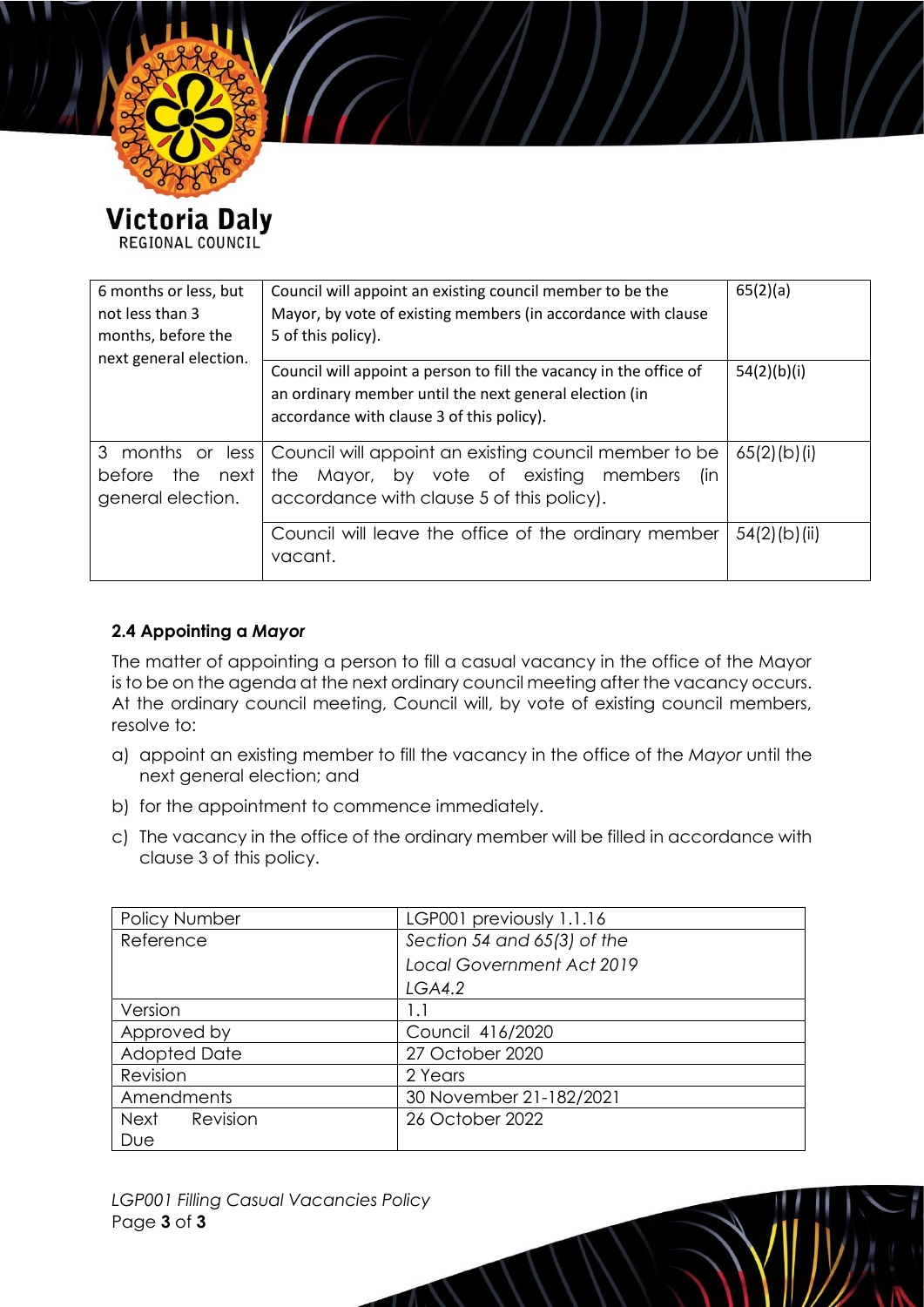| | | |
|---|---|---|
| 6 months or less, but not less than 3 months, before the next general election. | Council will appoint an existing council member to be the Mayor, by vote of existing members (in accordance with clause 5 of this policy). | 65(2)(a) |
| | Council will appoint a person to fill the vacancy in the office of an ordinary member until the next general election (in accordance with clause 3 of this policy). | 54(2)(b)(i) |
| 3 months or less before the next general election. | Council will appoint an existing council member to be the Mayor, by vote of existing members (in accordance with clause 5 of this policy). | 65(2)(b)(i) |
| | Council will leave the office of the ordinary member vacant. | 54(2)(b)(ii) |

### 2.4 Appointing a *Mayor*

The matter of appointing a person to fill a casual vacancy in the office of the Mayor is to be on the agenda at the next ordinary council meeting after the vacancy occurs. At the ordinary council meeting, Council will, by vote of existing council members, resolve to:

a) appoint an existing member to fill the vacancy in the office of the *Mayor* until the next general election; and

b) for the appointment to commence immediately.

c) The vacancy in the office of the ordinary member will be filled in accordance with clause 3 of this policy.

| | |
|---|---|
| Policy Number | LGP001 previously 1.1.16 |
| Reference | *Section 54 and 65(3) of the Local Government Act 2019* *LGA4.2* |
| Version | 1.1 |
| Approved by | Council 416/2020 |
| Adopted Date | 27 October 2020 |
| Revision | 2 Years |
| Amendments | 30 November 21-182/2021 |
| Next Revision Due | 26 October 2022 |

*LGP001 Filling Casual Vacancies Policy*